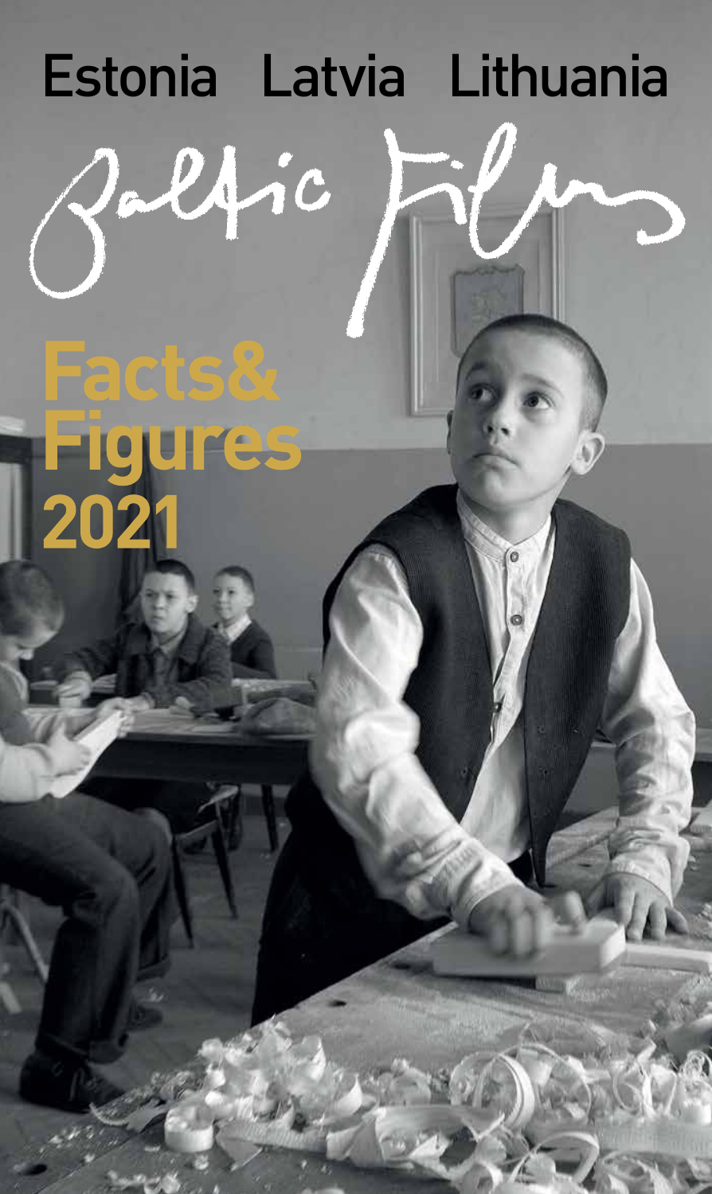Estonia Latvia Lithuania

Baltic Films

# Facts& Figures 2021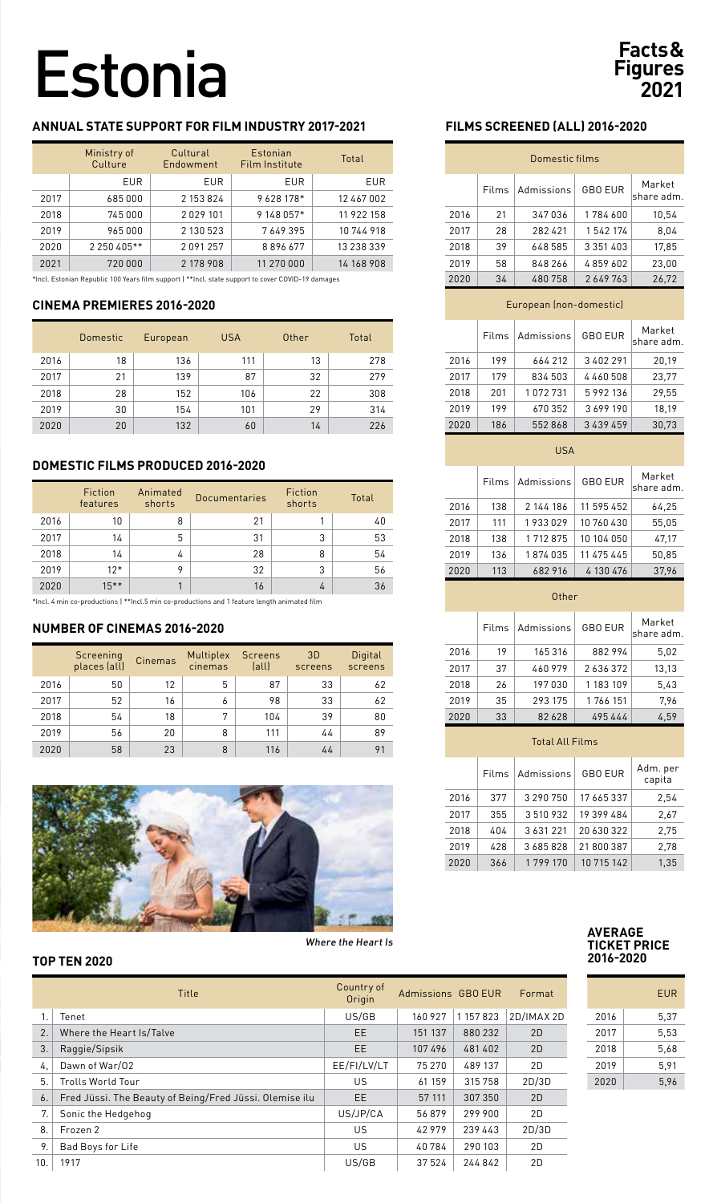# Estonia

**Facts & Figures 2021**

## ANNUAL STATE SUPPORT FOR FILM INDUSTRY 2017-2021

| | Ministry of Culture | Cultural Endowment | Estonian Film Institute | Total |
|---|---|---|---|---|
| | EUR | EUR | EUR | EUR |
| 2017 | 685 000 | 2 153 824 | 9 628 178* | 12 467 002 |
| 2018 | 745 000 | 2 029 101 | 9 148 057* | 11 922 158 |
| 2019 | 965 000 | 2 130 523 | 7 649 395 | 10 744 918 |
| 2020 | 2 250 405** | 2 091 257 | 8 896 677 | 13 238 339 |
| 2021 | 720 000 | 2 178 908 | 11 270 000 | 14 168 908 |

*Incl. Estonian Republic 100 Years film support | **Incl. state support to cover COVID-19 damages

## CINEMA PREMIERES 2016-2020

| | Domestic | European | USA | Other | Total |
|---|---|---|---|---|---|
| 2016 | 18 | 136 | 111 | 13 | 278 |
| 2017 | 21 | 139 | 87 | 32 | 279 |
| 2018 | 28 | 152 | 106 | 22 | 308 |
| 2019 | 30 | 154 | 101 | 29 | 314 |
| 2020 | 20 | 132 | 60 | 14 | 226 |

## DOMESTIC FILMS PRODUCED 2016-2020

| | Fiction features | Animated shorts | Documentaries | Fiction shorts | Total |
|---|---|---|---|---|---|
| 2016 | 10 | 8 | 21 | 1 | 40 |
| 2017 | 14 | 5 | 31 | 3 | 53 |
| 2018 | 14 | 4 | 28 | 8 | 54 |
| 2019 | 12* | 9 | 32 | 3 | 56 |
| 2020 | 15** | 1 | 16 | 4 | 36 |

*Incl. 4 min co-productions | **Incl.5 min co-productions and 1 feature length animated film

## NUMBER OF CINEMAS 2016-2020

| | Screening places (all) | Cinemas | Multiplex cinemas | Screens (all) | 3D screens | Digital screens |
|---|---|---|---|---|---|---|
| 2016 | 50 | 12 | 5 | 87 | 33 | 62 |
| 2017 | 52 | 16 | 6 | 98 | 33 | 62 |
| 2018 | 54 | 18 | 7 | 104 | 39 | 80 |
| 2019 | 56 | 20 | 8 | 111 | 44 | 89 |
| 2020 | 58 | 23 | 8 | 116 | 44 | 91 |

*Where the Heart Is*

## FILMS SCREENED (ALL) 2016-2020

| | Films | Admissions | GBO EUR | Market share adm. |
|---|---|---|---|---|
| **Domestic films** | | | | |
| 2016 | 21 | 347 036 | 1 784 600 | 10,54 |
| 2017 | 28 | 282 421 | 1 542 174 | 8,04 |
| 2018 | 39 | 648 585 | 3 351 403 | 17,85 |
| 2019 | 58 | 848 266 | 4 859 602 | 23,00 |
| 2020 | 34 | 480 758 | 2 649 763 | 26,72 |
| **European (non-domestic)** | | | | |
| 2016 | 199 | 664 212 | 3 402 291 | 20,19 |
| 2017 | 179 | 834 503 | 4 460 508 | 23,77 |
| 2018 | 201 | 1 072 731 | 5 992 136 | 29,55 |
| 2019 | 199 | 670 352 | 3 699 190 | 18,19 |
| 2020 | 186 | 552 868 | 3 439 459 | 30,73 |
| **USA** | | | | |
| 2016 | 138 | 2 144 186 | 11 595 452 | 64,25 |
| 2017 | 111 | 1 933 029 | 10 760 430 | 55,05 |
| 2018 | 138 | 1 712 875 | 10 104 050 | 47,17 |
| 2019 | 136 | 1 874 035 | 11 475 445 | 50,85 |
| 2020 | 113 | 682 916 | 4 130 476 | 37,96 |
| **Other** | | | | |
| 2016 | 19 | 165 316 | 882 994 | 5,02 |
| 2017 | 37 | 460 979 | 2 636 372 | 13,13 |
| 2018 | 26 | 197 030 | 1 183 109 | 5,43 |
| 2019 | 35 | 293 175 | 1 766 151 | 7,96 |
| 2020 | 33 | 82 628 | 495 444 | 4,59 |

**Total All Films**

| | Films | Admissions | GBO EUR | Adm. per capita |
|---|---|---|---|---|
| 2016 | 377 | 3 290 750 | 17 665 337 | 2,54 |
| 2017 | 355 | 3 510 932 | 19 399 484 | 2,67 |
| 2018 | 404 | 3 631 221 | 20 630 322 | 2,75 |
| 2019 | 428 | 3 685 828 | 21 800 387 | 2,78 |
| 2020 | 366 | 1 799 170 | 10 715 142 | 1,35 |

## TOP TEN 2020

| | Title | Country of Origin | Admissions | GBO EUR | Format |
|---|---|---|---|---|---|
| 1. | Tenet | US/GB | 160 927 | 1 157 823 | 2D/IMAX 2D |
| 2. | Where the Heart Is/Talve | EE | 151 137 | 880 232 | 2D |
| 3. | Raggie/Sipsik | EE | 107 496 | 481 402 | 2D |
| 4. | Dawn of War/O2 | EE/FI/LV/LT | 75 270 | 489 137 | 2D |
| 5. | Trolls World Tour | US | 61 159 | 315 758 | 2D/3D |
| 6. | Fred Jüssi. The Beauty of Being/Fred Jüssi. Olemise ilu | EE | 57 111 | 307 350 | 2D |
| 7. | Sonic the Hedgehog | US/JP/CA | 56 879 | 299 900 | 2D |
| 8. | Frozen 2 | US | 42 979 | 239 443 | 2D/3D |
| 9. | Bad Boys for Life | US | 40 784 | 290 103 | 2D |
| 10. | 1917 | US/GB | 37 524 | 244 842 | 2D |

## AVERAGE TICKET PRICE 2016-2020

| | EUR |
|---|---|
| 2016 | 5,37 |
| 2017 | 5,53 |
| 2018 | 5,68 |
| 2019 | 5,91 |
| 2020 | 5,96 |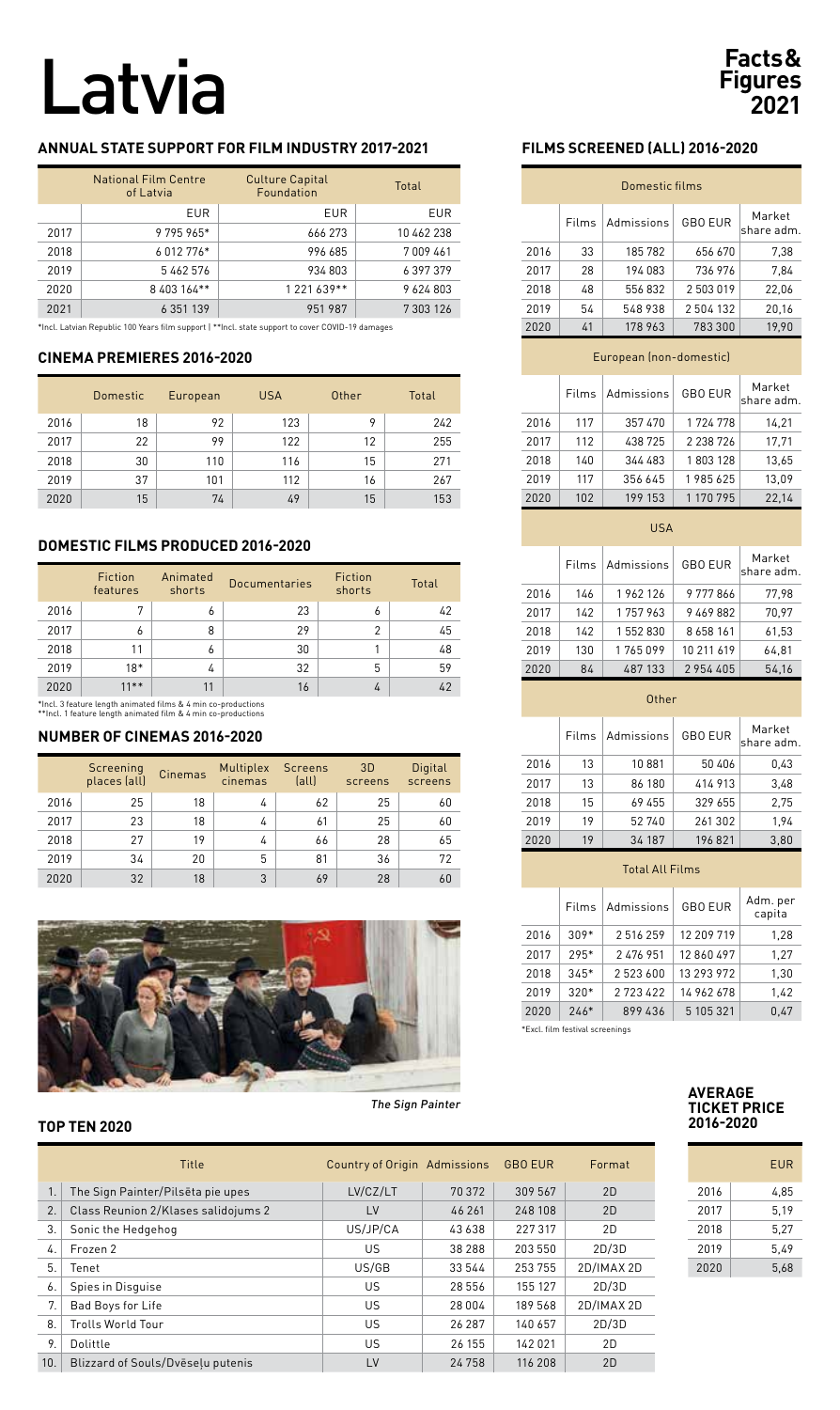# Latvia

**Facts & Figures 2021**

## ANNUAL STATE SUPPORT FOR FILM INDUSTRY 2017-2021

| | National Film Centre of Latvia | Culture Capital Foundation | Total |
|---|---|---|---|
| | EUR | EUR | EUR |
| 2017 | 9 795 965* | 666 273 | 10 462 238 |
| 2018 | 6 012 776* | 996 685 | 7 009 461 |
| 2019 | 5 462 576 | 934 803 | 6 397 379 |
| 2020 | 8 403 164** | 1 221 639** | 9 624 803 |
| 2021 | 6 351 139 | 951 987 | 7 303 126 |

*Incl. Latvian Republic 100 Years film support | **Incl. state support to cover COVID-19 damages

## CINEMA PREMIERES 2016-2020

| | Domestic | European | USA | Other | Total |
|---|---|---|---|---|---|
| 2016 | 18 | 92 | 123 | 9 | 242 |
| 2017 | 22 | 99 | 122 | 12 | 255 |
| 2018 | 30 | 110 | 116 | 15 | 271 |
| 2019 | 37 | 101 | 112 | 16 | 267 |
| 2020 | 15 | 74 | 49 | 15 | 153 |

## DOMESTIC FILMS PRODUCED 2016-2020

| | Fiction features | Animated shorts | Documentaries | Fiction shorts | Total |
|---|---|---|---|---|---|
| 2016 | 7 | 6 | 23 | 6 | 42 |
| 2017 | 6 | 8 | 29 | 2 | 45 |
| 2018 | 11 | 6 | 30 | 1 | 48 |
| 2019 | 18* | 4 | 32 | 5 | 59 |
| 2020 | 11** | 11 | 16 | 4 | 42 |

*Incl. 3 feature length animated films & 4 min co-productions
**Incl. 1 feature length animated film & 4 min co-productions

## NUMBER OF CINEMAS 2016-2020

| | Screening places (all) | Cinemas | Multiplex cinemas | Screens (all) | 3D screens | Digital screens |
|---|---|---|---|---|---|---|
| 2016 | 25 | 18 | 4 | 62 | 25 | 60 |
| 2017 | 23 | 18 | 4 | 61 | 25 | 60 |
| 2018 | 27 | 19 | 4 | 66 | 28 | 65 |
| 2019 | 34 | 20 | 5 | 81 | 36 | 72 |
| 2020 | 32 | 18 | 3 | 69 | 28 | 60 |

*The Sign Painter*

## FILMS SCREENED (ALL) 2016-2020

**Domestic films**

| | Films | Admissions | GBO EUR | Market share adm. |
|---|---|---|---|---|
| 2016 | 33 | 185 782 | 656 670 | 7,38 |
| 2017 | 28 | 194 083 | 736 976 | 7,84 |
| 2018 | 48 | 556 832 | 2 503 019 | 22,06 |
| 2019 | 54 | 548 938 | 2 504 132 | 20,16 |
| 2020 | 41 | 178 963 | 783 300 | 19,90 |

**European (non-domestic)**

| | Films | Admissions | GBO EUR | Market share adm. |
|---|---|---|---|---|
| 2016 | 117 | 357 470 | 1 724 778 | 14,21 |
| 2017 | 112 | 438 725 | 2 238 726 | 17,71 |
| 2018 | 140 | 344 483 | 1 803 128 | 13,65 |
| 2019 | 117 | 356 645 | 1 985 625 | 13,09 |
| 2020 | 102 | 199 153 | 1 170 795 | 22,14 |

**USA**

| | Films | Admissions | GBO EUR | Market share adm. |
|---|---|---|---|---|
| 2016 | 146 | 1 962 126 | 9 777 866 | 77,98 |
| 2017 | 142 | 1 757 963 | 9 469 882 | 70,97 |
| 2018 | 142 | 1 552 830 | 8 658 161 | 61,53 |
| 2019 | 130 | 1 765 099 | 10 211 619 | 64,81 |
| 2020 | 84 | 487 133 | 2 954 405 | 54,16 |

**Other**

| | Films | Admissions | GBO EUR | Market share adm. |
|---|---|---|---|---|
| 2016 | 13 | 10 881 | 50 406 | 0,43 |
| 2017 | 13 | 86 180 | 414 913 | 3,48 |
| 2018 | 15 | 69 455 | 329 655 | 2,75 |
| 2019 | 19 | 52 740 | 261 302 | 1,94 |
| 2020 | 19 | 34 187 | 196 821 | 3,80 |

**Total All Films**

| | Films | Admissions | GBO EUR | Adm. per capita |
|---|---|---|---|---|
| 2016 | 309* | 2 516 259 | 12 209 719 | 1,28 |
| 2017 | 295* | 2 476 951 | 12 860 497 | 1,27 |
| 2018 | 345* | 2 523 600 | 13 293 972 | 1,30 |
| 2019 | 320* | 2 723 422 | 14 962 678 | 1,42 |
| 2020 | 246* | 899 436 | 5 105 321 | 0,47 |

*Excl. film festival screenings

## TOP TEN 2020

| | Title | Country of Origin | Admissions | GBO EUR | Format |
|---|---|---|---|---|---|
| 1. | The Sign Painter/Pilsēta pie upes | LV/CZ/LT | 70 372 | 309 567 | 2D |
| 2. | Class Reunion 2/Klases salidojums 2 | LV | 46 261 | 248 108 | 2D |
| 3. | Sonic the Hedgehog | US/JP/CA | 43 638 | 227 317 | 2D |
| 4. | Frozen 2 | US | 38 288 | 203 550 | 2D/3D |
| 5. | Tenet | US/GB | 33 544 | 253 755 | 2D/IMAX 2D |
| 6. | Spies in Disguise | US | 28 556 | 155 127 | 2D/3D |
| 7. | Bad Boys for Life | US | 28 004 | 189 568 | 2D/IMAX 2D |
| 8. | Trolls World Tour | US | 26 287 | 140 657 | 2D/3D |
| 9. | Dolittle | US | 26 155 | 142 021 | 2D |
| 10. | Blizzard of Souls/Dvēseļu putenis | LV | 24 758 | 116 208 | 2D |

## AVERAGE TICKET PRICE 2016-2020

| | EUR |
|---|---|
| 2016 | 4,85 |
| 2017 | 5,19 |
| 2018 | 5,27 |
| 2019 | 5,49 |
| 2020 | 5,68 |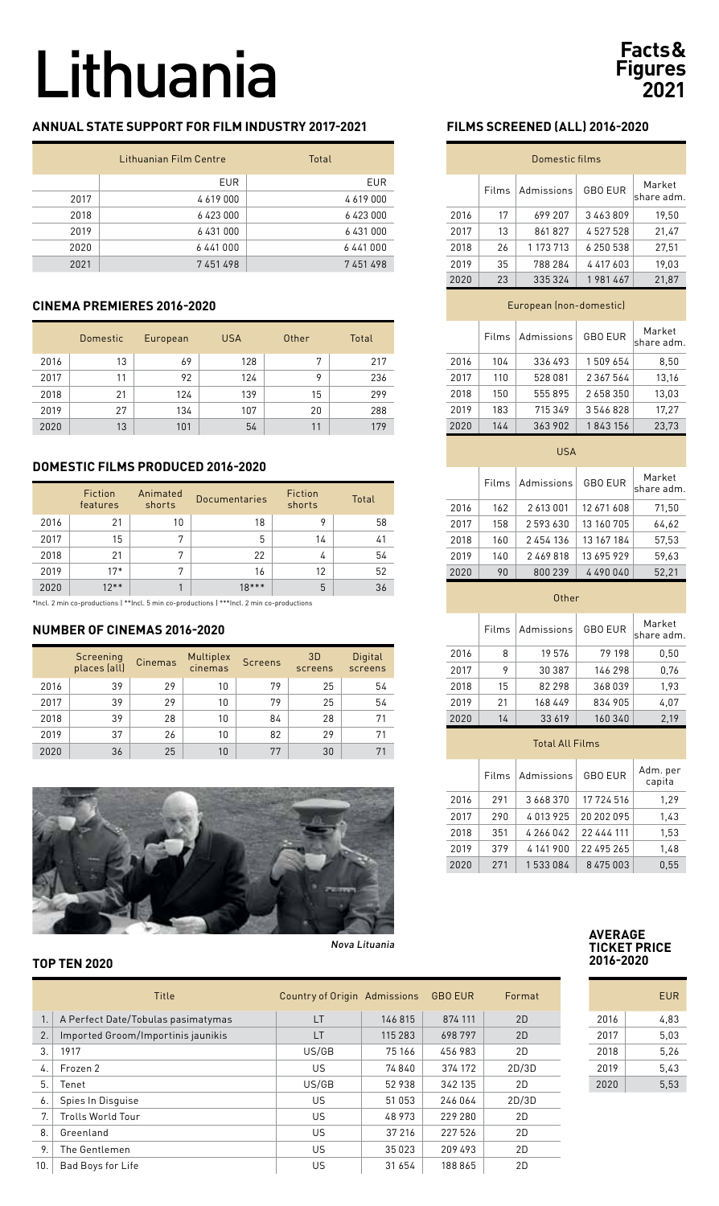# Lithuania

**Facts & Figures 2021**

## ANNUAL STATE SUPPORT FOR FILM INDUSTRY 2017-2021

| | Lithuanian Film Centre | Total |
|---|---|---|
| | EUR | EUR |
| 2017 | 4 619 000 | 4 619 000 |
| 2018 | 6 423 000 | 6 423 000 |
| 2019 | 6 431 000 | 6 431 000 |
| 2020 | 6 441 000 | 6 441 000 |
| 2021 | 7 451 498 | 7 451 498 |

## CINEMA PREMIERES 2016-2020

| | Domestic | European | USA | Other | Total |
|---|---|---|---|---|---|
| 2016 | 13 | 69 | 128 | 7 | 217 |
| 2017 | 11 | 92 | 124 | 9 | 236 |
| 2018 | 21 | 124 | 139 | 15 | 299 |
| 2019 | 27 | 134 | 107 | 20 | 288 |
| 2020 | 13 | 101 | 54 | 11 | 179 |

## DOMESTIC FILMS PRODUCED 2016-2020

| | Fiction features | Animated shorts | Documentaries | Fiction shorts | Total |
|---|---|---|---|---|---|
| 2016 | 21 | 10 | 18 | 9 | 58 |
| 2017 | 15 | 7 | 5 | 14 | 41 |
| 2018 | 21 | 7 | 22 | 4 | 54 |
| 2019 | 17* | 7 | 16 | 12 | 52 |
| 2020 | 12** | 1 | 18*** | 5 | 36 |

*Incl. 2 min co-productions | **Incl. 5 min co-productions | ***Incl. 2 min co-productions

## NUMBER OF CINEMAS 2016-2020

| | Screening places (all) | Cinemas | Multiplex cinemas | Screens | 3D screens | Digital screens |
|---|---|---|---|---|---|---|
| 2016 | 39 | 29 | 10 | 79 | 25 | 54 |
| 2017 | 39 | 29 | 10 | 79 | 25 | 54 |
| 2018 | 39 | 28 | 10 | 84 | 28 | 71 |
| 2019 | 37 | 26 | 10 | 82 | 29 | 71 |
| 2020 | 36 | 25 | 10 | 77 | 30 | 71 |

*Nova Lituania*

## FILMS SCREENED (ALL) 2016-2020

| Domestic films | | | | |
|---|---|---|---|---|
| | Films | Admissions | GBO EUR | Market share adm. |
| 2016 | 17 | 699 207 | 3 463 809 | 19,50 |
| 2017 | 13 | 861 827 | 4 527 528 | 21,47 |
| 2018 | 26 | 1 173 713 | 6 250 538 | 27,51 |
| 2019 | 35 | 788 284 | 4 417 603 | 19,03 |
| 2020 | 23 | 335 324 | 1 981 467 | 21,87 |
| **European (non-domestic)** | | | | |
| | Films | Admissions | GBO EUR | Market share adm. |
| 2016 | 104 | 336 493 | 1 509 654 | 8,50 |
| 2017 | 110 | 528 081 | 2 367 564 | 13,16 |
| 2018 | 150 | 555 895 | 2 658 350 | 13,03 |
| 2019 | 183 | 715 349 | 3 546 828 | 17,27 |
| 2020 | 144 | 363 902 | 1 843 156 | 23,73 |
| **USA** | | | | |
| | Films | Admissions | GBO EUR | Market share adm. |
| 2016 | 162 | 2 613 001 | 12 671 608 | 71,50 |
| 2017 | 158 | 2 593 630 | 13 160 705 | 64,62 |
| 2018 | 160 | 2 454 136 | 13 167 184 | 57,53 |
| 2019 | 140 | 2 469 818 | 13 695 929 | 59,63 |
| 2020 | 90 | 800 239 | 4 490 040 | 52,21 |
| **Other** | | | | |
| | Films | Admissions | GBO EUR | Market share adm. |
| 2016 | 8 | 19 576 | 79 198 | 0,50 |
| 2017 | 9 | 30 387 | 146 298 | 0,76 |
| 2018 | 15 | 82 298 | 368 039 | 1,93 |
| 2019 | 21 | 168 449 | 834 905 | 4,07 |
| 2020 | 14 | 33 619 | 160 340 | 2,19 |
| **Total All Films** | | | | |
| | Films | Admissions | GBO EUR | Adm. per capita |
| 2016 | 291 | 3 668 370 | 17 724 516 | 1,29 |
| 2017 | 290 | 4 013 925 | 20 202 095 | 1,43 |
| 2018 | 351 | 4 266 042 | 22 444 111 | 1,53 |
| 2019 | 379 | 4 141 900 | 22 495 265 | 1,48 |
| 2020 | 271 | 1 533 084 | 8 475 003 | 0,55 |

## TOP TEN 2020

| | Title | Country of Origin | Admissions | GBO EUR | Format |
|---|---|---|---|---|---|
| 1. | A Perfect Date/Tobulas pasimatymas | LT | 146 815 | 874 111 | 2D |
| 2. | Imported Groom/Importinis jaunikis | LT | 115 283 | 698 797 | 2D |
| 3. | 1917 | US/GB | 75 166 | 456 983 | 2D |
| 4. | Frozen 2 | US | 74 840 | 374 172 | 2D/3D |
| 5. | Tenet | US/GB | 52 938 | 342 135 | 2D |
| 6. | Spies In Disguise | US | 51 053 | 246 064 | 2D/3D |
| 7. | Trolls World Tour | US | 48 973 | 229 280 | 2D |
| 8. | Greenland | US | 37 216 | 227 526 | 2D |
| 9. | The Gentlemen | US | 35 023 | 209 493 | 2D |
| 10. | Bad Boys for Life | US | 31 654 | 188 865 | 2D |

## AVERAGE TICKET PRICE 2016-2020

| | EUR |
|---|---|
| 2016 | 4,83 |
| 2017 | 5,03 |
| 2018 | 5,26 |
| 2019 | 5,43 |
| 2020 | 5,53 |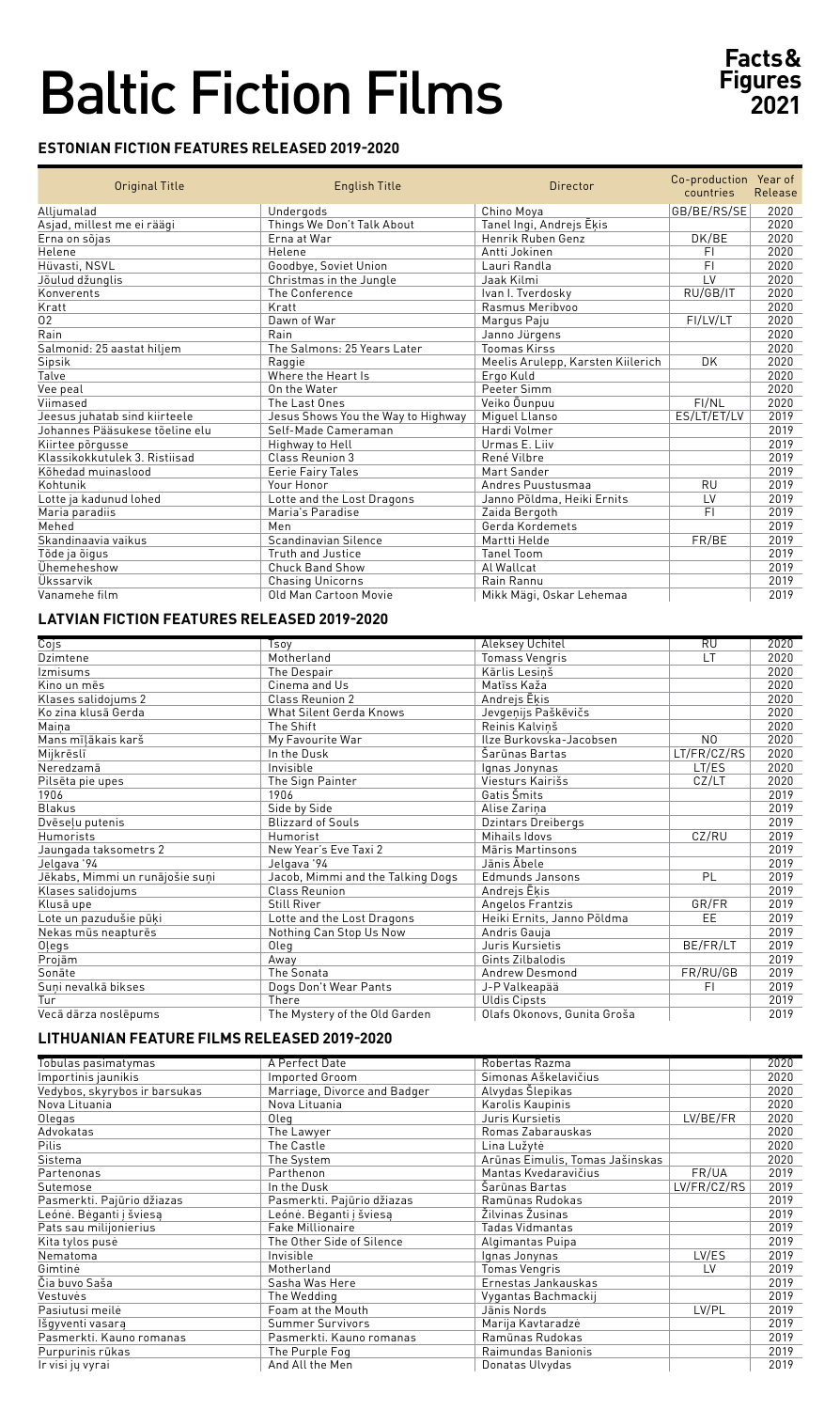# Baltic Fiction Films

**Facts & Figures 2021**

### ESTONIAN FICTION FEATURES RELEASED 2019-2020

| Original Title | English Title | Director | Co-production countries | Year of Release |
|---|---|---|---|---|
| Alljumalad | Undergods | Chino Moya | GB/BE/RS/SE | 2020 |
| Asjad, millest me ei räägi | Things We Don't Talk About | Tanel Ingi, Andrejs Ēķis | | 2020 |
| Erna on sõjas | Erna at War | Henrik Ruben Genz | DK/BE | 2020 |
| Helene | Helene | Antti Jokinen | FI | 2020 |
| Hüvasti, NSVL | Goodbye, Soviet Union | Lauri Randla | FI | 2020 |
| Jõulud džunglis | Christmas in the Jungle | Jaak Kilmi | LV | 2020 |
| Konverents | The Conference | Ivan I. Tverdosky | RU/GB/IT | 2020 |
| Kratt | Kratt | Rasmus Merivoo | | 2020 |
| O2 | Dawn of War | Margus Paju | FI/LV/LT | 2020 |
| Rain | Rain | Janno Jürgens | | 2020 |
| Salmonid: 25 aastat hiljem | The Salmons: 25 Years Later | Toomas Kirss | | 2020 |
| Sipsik | Raggie | Meelis Arulepp, Karsten Kiilerich | DK | 2020 |
| Talve | Where the Heart Is | Ergo Kuld | | 2020 |
| Vee peal | On the Water | Peeter Simm | | 2020 |
| Viimased | The Last Ones | Veiko Õunpuu | FI/NL | 2020 |
| Jeesus juhatab sind kiirteele | Jesus Shows You the Way to Highway | Miguel Llanso | ES/LT/ET/LV | 2019 |
| Johannes Pääsukese tõeline elu | Self-Made Cameraman | Hardi Volmer | | 2019 |
| Kiirtee põrgusse | Highway to Hell | Urmas E. Liiv | | 2019 |
| Klassikokkutulek 3. Ristiisad | Class Reunion 3 | René Vilbre | | 2019 |
| Kõhedad muinaslood | Eerie Fairy Tales | Mart Sander | | 2019 |
| Kohtunik | Your Honor | Andres Puustusmaa | RU | 2019 |
| Lotte ja kadunud lohed | Lotte and the Lost Dragons | Janno Põldma, Heiki Ernits | LV | 2019 |
| Maria paradiis | Maria's Paradise | Zaida Bergoth | FI | 2019 |
| Mehed | Men | Gerda Kordemets | | 2019 |
| Skandinaavia vaikus | Scandinavian Silence | Martti Helde | FR/BE | 2019 |
| Tõde ja õigus | Truth and Justice | Tanel Toom | | 2019 |
| Ühemeheshow | Chuck Band Show | Al Wallcat | | 2019 |
| Ükssarvik | Chasing Unicorns | Rain Rannu | | 2019 |
| Vanamehe film | Old Man Cartoon Movie | Mikk Mägi, Oskar Lehemaa | | 2019 |

### LATVIAN FICTION FEATURES RELEASED 2019-2020

| Original Title | English Title | Director | Co-production countries | Year of Release |
|---|---|---|---|---|
| Čojs | Tsoy | Aleksey Uchitel | RU | 2020 |
| Dzimtene | Motherland | Tomass Vengris | LT | 2020 |
| Izmisums | The Despair | Kārlis Lesiņš | | 2020 |
| Kino un mēs | Cinema and Us | Matīss Kaža | | 2020 |
| Klases salidojums 2 | Class Reunion 2 | Andrejs Ēķis | | 2020 |
| Ko zina klusā Gerda | What Silent Gerda Knows | Jevgenijs Paškēvičs | | 2020 |
| Maiņa | The Shift | Reinis Kalviņš | | 2020 |
| Mans mīļākais karš | My Favourite War | Ilze Burkovska-Jacobsen | NO | 2020 |
| Mijkrēslī | In the Dusk | Šarūnas Bartas | LT/FR/CZ/RS | 2020 |
| Neredzamā | Invisible | Ignas Jonynas | LT/ES | 2020 |
| Pilsēta pie upes | The Sign Painter | Viesturs Kairišs | CZ/LT | 2020 |
| 1906 | 1906 | Gatis Šmits | | 2019 |
| Blakus | Side by Side | Alise Zariņa | | 2019 |
| Dvēseļu putenis | Blizzard of Souls | Dzintars Dreibergs | | 2019 |
| Humorists | Humorist | Mihails Idovs | CZ/RU | 2019 |
| Jaungada taksometrs 2 | New Year's Eve Taxi 2 | Māris Martinsons | | 2019 |
| Jelgava '94 | Jelgava '94 | Jānis Ābele | | 2019 |
| Jēkabs, Mimmi un runājošie suņi | Jacob, Mimmi and the Talking Dogs | Edmunds Jansons | PL | 2019 |
| Klases salidojums | Class Reunion | Andrejs Ēķis | | 2019 |
| Klusā upe | Still River | Angelos Frantzis | GR/FR | 2019 |
| Lote un pazudušie pūķi | Lotte and the Lost Dragons | Heiki Ernits, Janno Põldma | EE | 2019 |
| Nekas mūs neapturēs | Nothing Can Stop Us Now | Andris Gauja | | 2019 |
| Oļegs | Oleg | Juris Kursietis | BE/FR/LT | 2019 |
| Projām | Away | Gints Zilbalodis | | 2019 |
| Sonāte | The Sonata | Andrew Desmond | FR/RU/GB | 2019 |
| Suņi nevalkā bikses | Dogs Don't Wear Pants | J-P Valkeapää | FI | 2019 |
| Tur | There | Uldis Cipsts | | 2019 |
| Vecā dārza noslēpums | The Mystery of the Old Garden | Olafs Okonovs, Gunita Groša | | 2019 |

### LITHUANIAN FEATURE FILMS RELEASED 2019-2020

| Original Title | English Title | Director | Co-production countries | Year of Release |
|---|---|---|---|---|
| Tobulas pasimatymas | A Perfect Date | Robertas Razma | | 2020 |
| Importinis jaunikis | Imported Groom | Simonas Aškelavičius | | 2020 |
| Vedybos, skyrybos ir barsukas | Marriage, Divorce and Badger | Alvydas Šlepikas | | 2020 |
| Nova Lituania | Nova Lituania | Karolis Kaupinis | | 2020 |
| Olegas | Oleg | Juris Kursietis | LV/BE/FR | 2020 |
| Advokatas | The Lawyer | Romas Zabarauskas | | 2020 |
| Pilis | The Castle | Lina Lužytė | | 2020 |
| Sistema | The System | Arūnas Eimulis, Tomas Jašinskas | | 2020 |
| Partenonas | Parthenon | Mantas Kvedaravičius | FR/UA | 2019 |
| Sutemose | In the Dusk | Šarūnas Bartas | LV/FR/CZ/RS | 2019 |
| Pasmerkti. Pajūrio džiazas | Pasmerkti. Pajūrio džiazas | Ramūnas Rudokas | | 2019 |
| Leonė. Bėganti į šviesą | Leonė. Bėganti į šviesą | Žilvinas Žusinas | | 2019 |
| Pats sau milijonierius | Fake Millionaire | Tadas Vidmantas | | 2019 |
| Kita tylos pusė | The Other Side of Silence | Algimantas Puipa | | 2019 |
| Nematoma | Invisible | Ignas Jonynas | LV/ES | 2019 |
| Gimtinė | Motherland | Tomas Vengris | LV | 2019 |
| Čia buvo Saša | Sasha Was Here | Ernestas Jankauskas | | 2019 |
| Vestuvės | The Wedding | Vygantas Bachmackij | | 2019 |
| Pasiutusi meilė | Foam at the Mouth | Jānis Nords | LV/PL | 2019 |
| Išgyventi vasarą | Summer Survivors | Marija Kavtaradzė | | 2019 |
| Pasmerkti. Kauno romanas | Pasmerkti. Kauno romanas | Ramūnas Rudokas | | 2019 |
| Purpurinis rūkas | The Purple Fog | Raimundas Banionis | | 2019 |
| Ir visi jų vyrai | And All the Men | Donatas Ulvydas | | 2019 |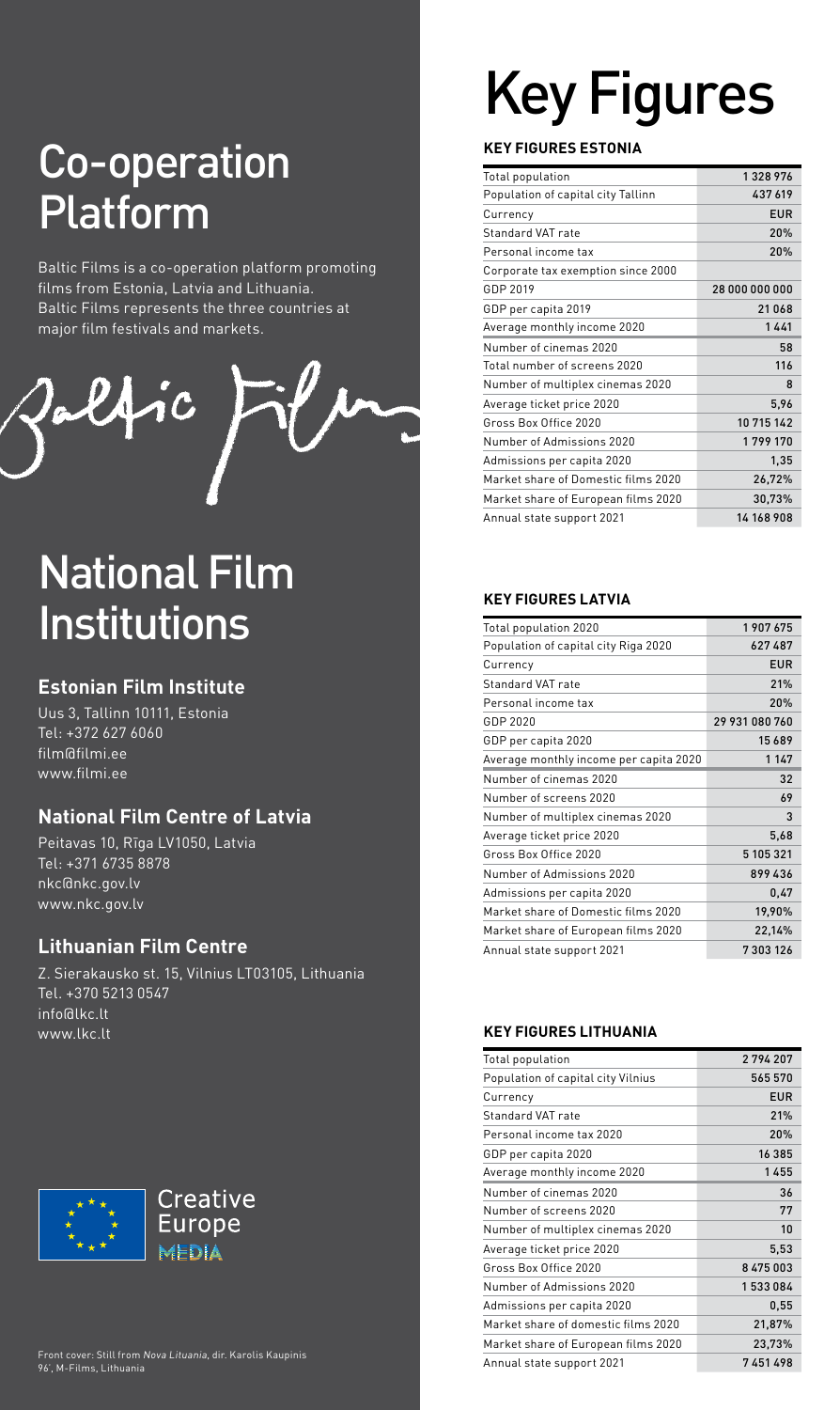# Co-operation Platform

Baltic Films is a co-operation platform promoting films from Estonia, Latvia and Lithuania. Baltic Films represents the three countries at major film festivals and markets.

# National Film Institutions

## Estonian Film Institute

Uus 3, Tallinn 10111, Estonia
Tel: +372 627 6060
film@filmi.ee
www.filmi.ee

## National Film Centre of Latvia

Peitavas 10, Rīga LV1050, Latvia
Tel: +371 6735 8878
nkc@nkc.gov.lv
www.nkc.gov.lv

## Lithuanian Film Centre

Z. Sierakausko st. 15, Vilnius LT03105, Lithuania
Tel. +370 5213 0547
info@lkc.lt
www.lkc.lt

Creative Europe MEDIA

Front cover: Still from *Nova Lituania*, dir. Karolis Kaupinis 96', M-Films, Lithuania

# Key Figures

### KEY FIGURES ESTONIA

| | |
|---|---|
| Total population | 1 328 976 |
| Population of capital city Tallinn | 437 619 |
| Currency | EUR |
| Standard VAT rate | 20% |
| Personal income tax | 20% |
| Corporate tax exemption since 2000 | |
| GDP 2019 | 28 000 000 000 |
| GDP per capita 2019 | 21 068 |
| Average monthly income 2020 | 1 441 |
| Number of cinemas 2020 | 58 |
| Total number of screens 2020 | 116 |
| Number of multiplex cinemas 2020 | 8 |
| Average ticket price 2020 | 5,96 |
| Gross Box Office 2020 | 10 715 142 |
| Number of Admissions 2020 | 1 799 170 |
| Admissions per capita 2020 | 1,35 |
| Market share of Domestic films 2020 | 26,72% |
| Market share of European films 2020 | 30,73% |
| Annual state support 2021 | 14 168 908 |

### KEY FIGURES LATVIA

| | |
|---|---|
| Total population 2020 | 1 907 675 |
| Population of capital city Riga 2020 | 627 487 |
| Currency | EUR |
| Standard VAT rate | 21% |
| Personal income tax | 20% |
| GDP 2020 | 29 931 080 760 |
| GDP per capita 2020 | 15 689 |
| Average monthly income per capita 2020 | 1 147 |
| Number of cinemas 2020 | 32 |
| Number of screens 2020 | 69 |
| Number of multiplex cinemas 2020 | 3 |
| Average ticket price 2020 | 5,68 |
| Gross Box Office 2020 | 5 105 321 |
| Number of Admissions 2020 | 899 436 |
| Admissions per capita 2020 | 0,47 |
| Market share of Domestic films 2020 | 19,90% |
| Market share of European films 2020 | 22,14% |
| Annual state support 2021 | 7 303 126 |

### KEY FIGURES LITHUANIA

| | |
|---|---|
| Total population | 2 794 207 |
| Population of capital city Vilnius | 565 570 |
| Currency | EUR |
| Standard VAT rate | 21% |
| Personal income tax 2020 | 20% |
| GDP per capita 2020 | 16 385 |
| Average monthly income 2020 | 1 455 |
| Number of cinemas 2020 | 36 |
| Number of screens 2020 | 77 |
| Number of multiplex cinemas 2020 | 10 |
| Average ticket price 2020 | 5,53 |
| Gross Box Office 2020 | 8 475 003 |
| Number of Admissions 2020 | 1 533 084 |
| Admissions per capita 2020 | 0,55 |
| Market share of domestic films 2020 | 21,87% |
| Market share of European films 2020 | 23,73% |
| Annual state support 2021 | 7 451 498 |